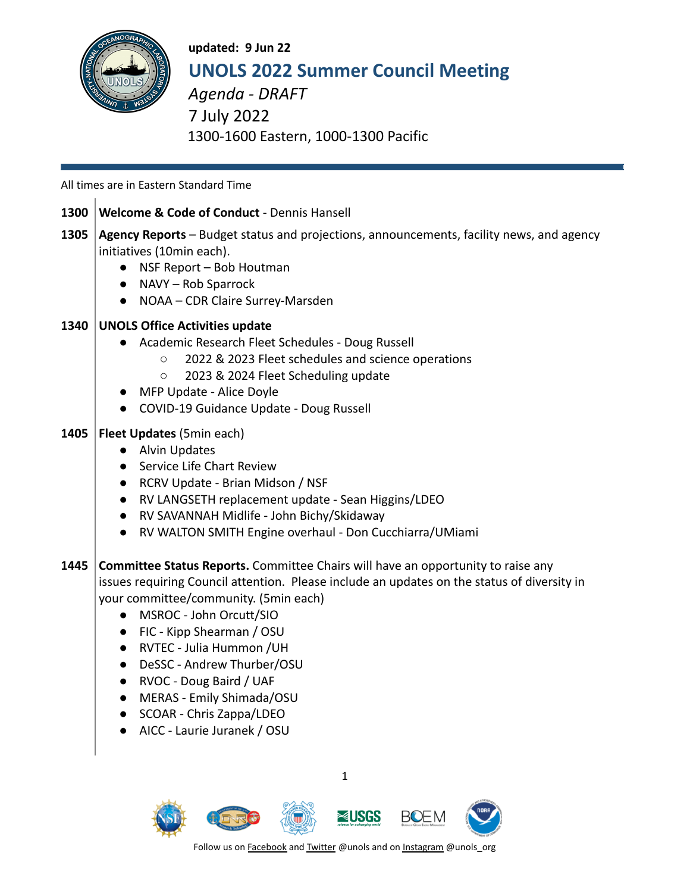**updated: 9 Jun 22**

# UNOLS 2022 Summer Council Meeting

*Agenda - DRAFT*

7 July 2022

1300-1600 Eastern, 1000-1300 Pacific

All times are in Eastern Standard Time

**1300** **Welcome & Code of Conduct** - Dennis Hansell

**1305** **Agency Reports** – Budget status and projections, announcements, facility news, and agency initiatives (10min each).

- NSF Report – Bob Houtman
- NAVY – Rob Sparrock
- NOAA – CDR Claire Surrey-Marsden

**1340** **UNOLS Office Activities update**

- Academic Research Fleet Schedules - Doug Russell
  - 2022 & 2023 Fleet schedules and science operations
  - 2023 & 2024 Fleet Scheduling update
- MFP Update - Alice Doyle
- COVID-19 Guidance Update - Doug Russell

**1405** **Fleet Updates** (5min each)

- Alvin Updates
- Service Life Chart Review
- RCRV Update - Brian Midson / NSF
- RV LANGSETH replacement update - Sean Higgins/LDEO
- RV SAVANNAH Midlife - John Bichy/Skidaway
- RV WALTON SMITH Engine overhaul - Don Cucchiarra/UMiami

**1445** **Committee Status Reports.** Committee Chairs will have an opportunity to raise any issues requiring Council attention. Please include an updates on the status of diversity in your committee/community. (5min each)

- MSROC - John Orcutt/SIO
- FIC - Kipp Shearman / OSU
- RVTEC - Julia Hummon /UH
- DeSSC - Andrew Thurber/OSU
- RVOC - Doug Baird / UAF
- MERAS - Emily Shimada/OSU
- SCOAR - Chris Zappa/LDEO
- AICC - Laurie Juranek / OSU

Follow us on Facebook and Twitter @unols and on Instagram @unols_org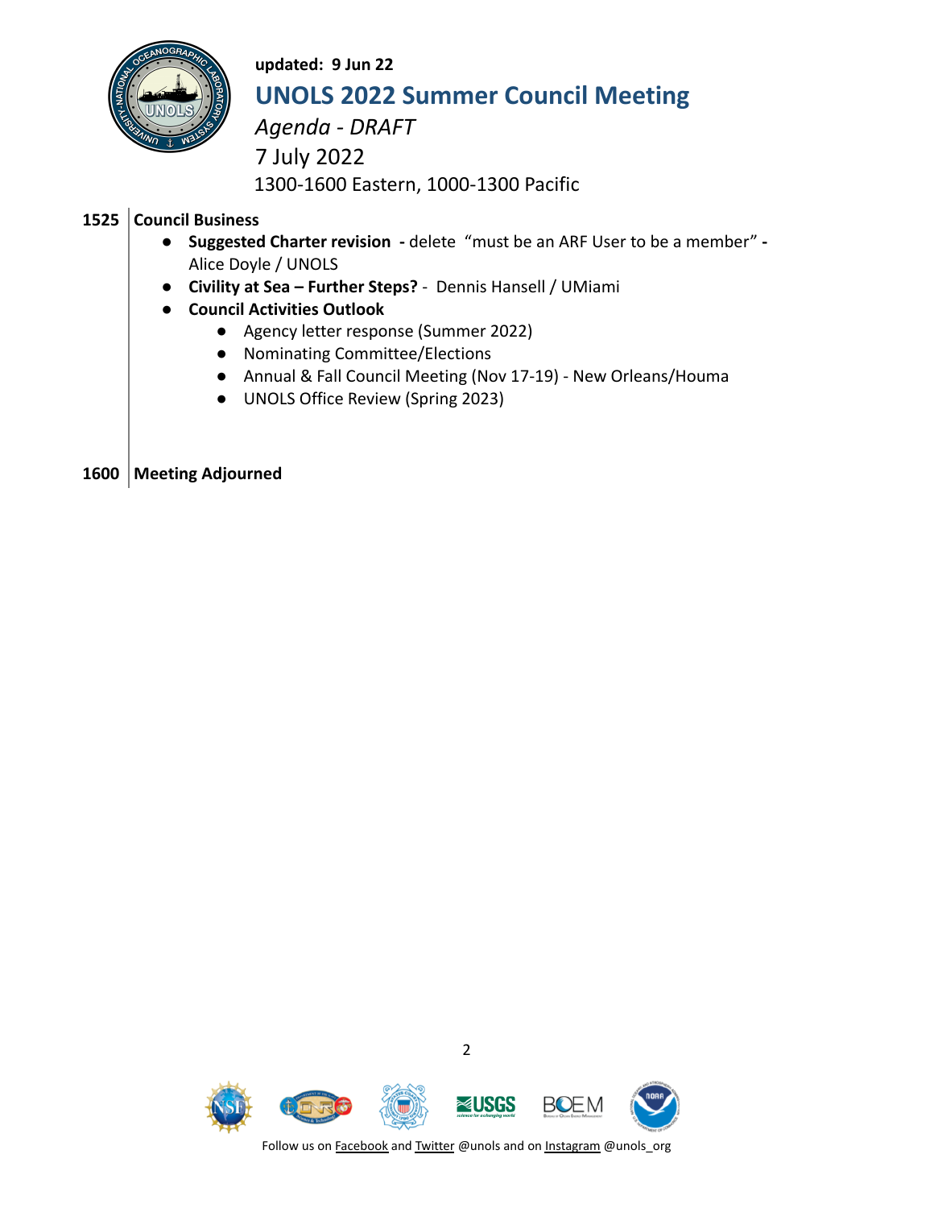updated: 9 Jun 22

# UNOLS 2022 Summer Council Meeting

*Agenda - DRAFT*

7 July 2022

1300-1600 Eastern, 1000-1300 Pacific

**1525 Council Business**

- **Suggested Charter revision -** delete "must be an ARF User to be a member" **-** Alice Doyle / UNOLS
- **Civility at Sea – Further Steps?** - Dennis Hansell / UMiami
- **Council Activities Outlook**
  - Agency letter response (Summer 2022)
  - Nominating Committee/Elections
  - Annual & Fall Council Meeting (Nov 17-19) - New Orleans/Houma
  - UNOLS Office Review (Spring 2023)

**1600 Meeting Adjourned**

Follow us on Facebook and Twitter @unols and on Instagram @unols_org